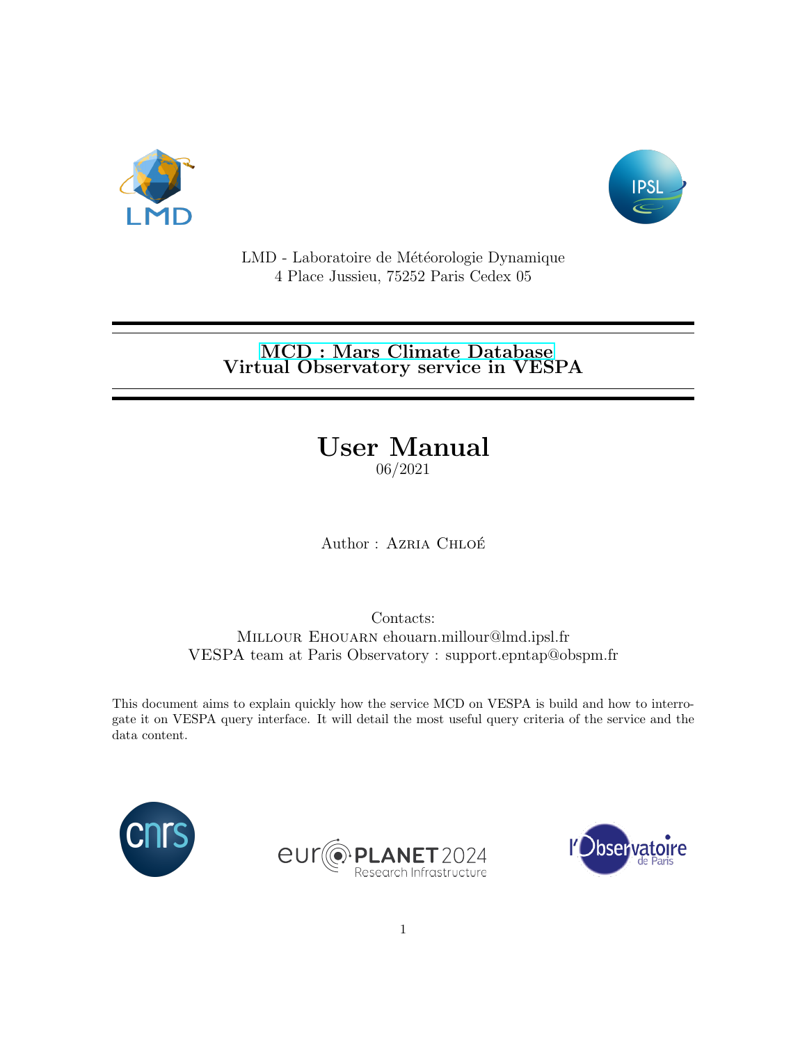LMD - Laboratoire de Météorologie Dynamique
4 Place Jussieu, 75252 Paris Cedex 05

---

# MCD : Mars Climate Database
# Virtual Observatory service in VESPA

---

# User Manual

06/2021

Author : Azria Chloé

Contacts:
Millour Ehouarn ehouarn.millour@lmd.ipsl.fr
VESPA team at Paris Observatory : support.epntap@obspm.fr

This document aims to explain quickly how the service MCD on VESPA is build and how to interrogate it on VESPA query interface. It will detail the most useful query criteria of the service and the data content.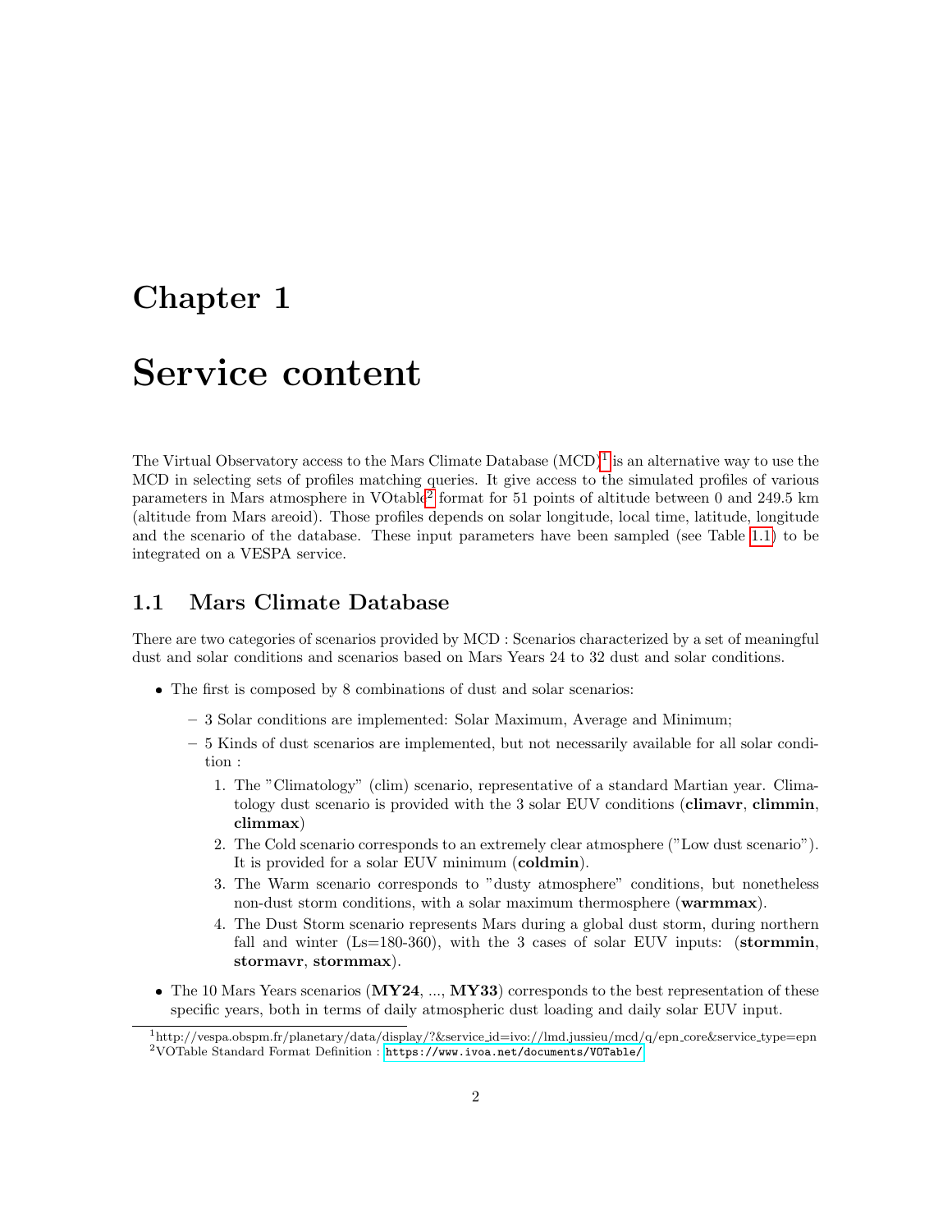# Chapter 1

# Service content

The Virtual Observatory access to the Mars Climate Database (MCD)[1] is an alternative way to use the MCD in selecting sets of profiles matching queries. It give access to the simulated profiles of various parameters in Mars atmosphere in VOtable[2] format for 51 points of altitude between 0 and 249.5 km (altitude from Mars areoid). Those profiles depends on solar longitude, local time, latitude, longitude and the scenario of the database. These input parameters have been sampled (see Table 1.1) to be integrated on a VESPA service.

## 1.1 Mars Climate Database

There are two categories of scenarios provided by MCD : Scenarios characterized by a set of meaningful dust and solar conditions and scenarios based on Mars Years 24 to 32 dust and solar conditions.

- The first is composed by 8 combinations of dust and solar scenarios:
  - 3 Solar conditions are implemented: Solar Maximum, Average and Minimum;
  - 5 Kinds of dust scenarios are implemented, but not necessarily available for all solar condition :
    1. The "Climatology" (clim) scenario, representative of a standard Martian year. Climatology dust scenario is provided with the 3 solar EUV conditions (**climavr**, **climmin**, **climmax**)
    2. The Cold scenario corresponds to an extremely clear atmosphere ("Low dust scenario"). It is provided for a solar EUV minimum (**coldmin**).
    3. The Warm scenario corresponds to "dusty atmosphere" conditions, but nonetheless non-dust storm conditions, with a solar maximum thermosphere (**warmmax**).
    4. The Dust Storm scenario represents Mars during a global dust storm, during northern fall and winter (Ls=180-360), with the 3 cases of solar EUV inputs: (**stormmin**, **stormavr**, **stormmax**).
- The 10 Mars Years scenarios (**MY24**, ..., **MY33**) corresponds to the best representation of these specific years, both in terms of daily atmospheric dust loading and daily solar EUV input.

[1] http://vespa.obspm.fr/planetary/data/display/?&service_id=ivo://lmd.jussieu/mcd/q/epn_core&service_type=epn

[2] VOTable Standard Format Definition : https://www.ivoa.net/documents/VOTable/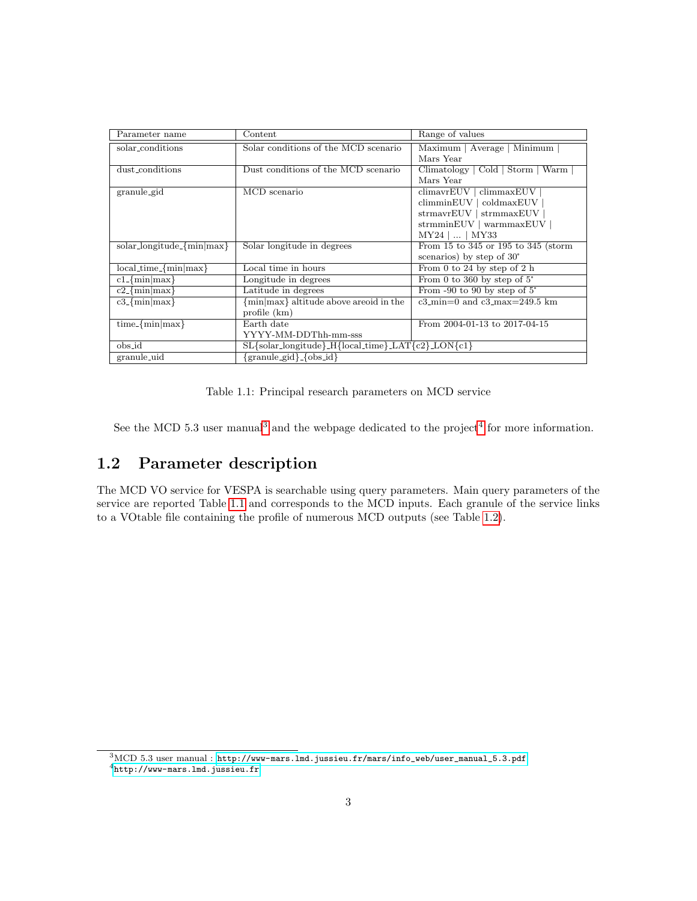| Parameter name | Content | Range of values |
|---|---|---|
| solar_conditions | Solar conditions of the MCD scenario | Maximum \| Average \| Minimum \| Mars Year |
| dust_conditions | Dust conditions of the MCD scenario | Climatology \| Cold \| Storm \| Warm \| Mars Year |
| granule_gid | MCD scenario | climavrEUV \| climmaxEUV \| climminEUV \| coldmaxEUV \| strmavrEUV \| strmmaxEUV \| strmminEUV \| warmmaxEUV \| MY24 \| ... \| MY33 |
| solar_longitude_{min\|max} | Solar longitude in degrees | From 15 to 345 or 195 to 345 (storm scenarios) by step of 30° |
| local_time_{min\|max} | Local time in hours | From 0 to 24 by step of 2 h |
| c1_{min\|max} | Longitude in degrees | From 0 to 360 by step of 5° |
| c2_{min\|max} | Latitude in degrees | From -90 to 90 by step of 5° |
| c3_{min\|max} | {min\|max} altitude above areoid in the profile (km) | c3_min=0 and c3_max=249.5 km |
| time_{min\|max} | Earth date YYYY-MM-DDThh-mm-sss | From 2004-01-13 to 2017-04-15 |
| obs_id | SL{solar_longitude}_H{local_time}_LAT{c2}_LON{c1} | |
| granule_uid | {granule_gid}_{obs_id} | |

Table 1.1: Principal research parameters on MCD service

See the MCD 5.3 user manual[3] and the webpage dedicated to the project[4] for more information.

## 1.2 Parameter description

The MCD VO service for VESPA is searchable using query parameters. Main query parameters of the service are reported Table 1.1 and corresponds to the MCD inputs. Each granule of the service links to a VOtable file containing the profile of numerous MCD outputs (see Table 1.2).

[3] MCD 5.3 user manual : http://www-mars.lmd.jussieu.fr/mars/info_web/user_manual_5.3.pdf

[4] http://www-mars.lmd.jussieu.fr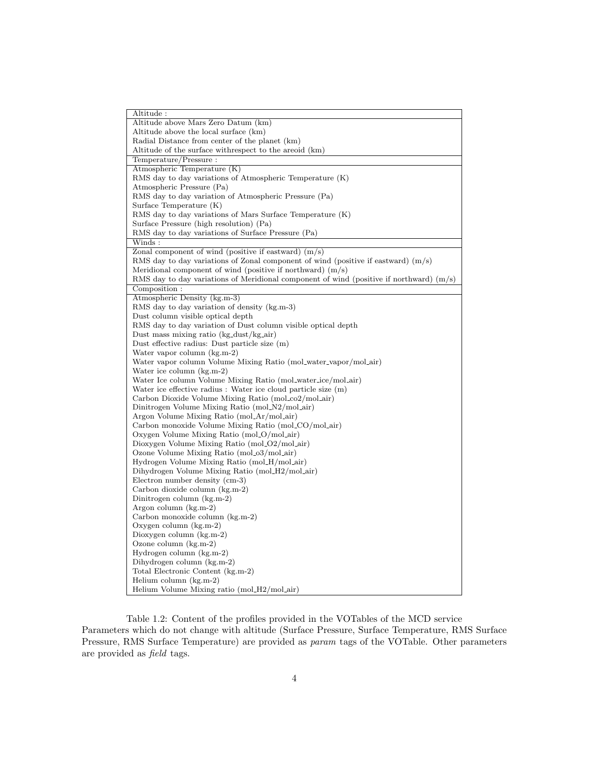| |
|---|
| Altitude : |
| Altitude above Mars Zero Datum (km) |
| Altitude above the local surface (km) |
| Radial Distance from center of the planet (km) |
| Altitude of the surface withrespect to the areoid (km) |
| Temperature/Pressure : |
| Atmospheric Temperature (K) |
| RMS day to day variations of Atmospheric Temperature (K) |
| Atmospheric Pressure (Pa) |
| RMS day to day variation of Atmospheric Pressure (Pa) |
| Surface Temperature (K) |
| RMS day to day variations of Mars Surface Temperature (K) |
| Surface Pressure (high resolution) (Pa) |
| RMS day to day variations of Surface Pressure (Pa) |
| Winds : |
| Zonal component of wind (positive if eastward) (m/s) |
| RMS day to day variations of Zonal component of wind (positive if eastward) (m/s) |
| Meridional component of wind (positive if northward) (m/s) |
| RMS day to day variations of Meridional component of wind (positive if northward) (m/s) |
| Composition : |
| Atmospheric Density (kg.m-3) |
| RMS day to day variation of density (kg.m-3) |
| Dust column visible optical depth |
| RMS day to day variation of Dust column visible optical depth |
| Dust mass mixing ratio (kg_dust/kg_air) |
| Dust effective radius: Dust particle size (m) |
| Water vapor column (kg.m-2) |
| Water vapor column Volume Mixing Ratio (mol_water_vapor/mol_air) |
| Water ice column (kg.m-2) |
| Water Ice column Volume Mixing Ratio (mol_water_ice/mol_air) |
| Water ice effective radius : Water ice cloud particle size (m) |
| Carbon Dioxide Volume Mixing Ratio (mol_co2/mol_air) |
| Dinitrogen Volume Mixing Ratio (mol_N2/mol_air) |
| Argon Volume Mixing Ratio (mol_Ar/mol_air) |
| Carbon monoxide Volume Mixing Ratio (mol_CO/mol_air) |
| Oxygen Volume Mixing Ratio (mol_O/mol_air) |
| Dioxygen Volume Mixing Ratio (mol_O2/mol_air) |
| Ozone Volume Mixing Ratio (mol_o3/mol_air) |
| Hydrogen Volume Mixing Ratio (mol_H/mol_air) |
| Dihydrogen Volume Mixing Ratio (mol_H2/mol_air) |
| Electron number density (cm-3) |
| Carbon dioxide column (kg.m-2) |
| Dinitrogen column (kg.m-2) |
| Argon column (kg.m-2) |
| Carbon monoxide column (kg.m-2) |
| Oxygen column (kg.m-2) |
| Dioxygen column (kg.m-2) |
| Ozone column (kg.m-2) |
| Hydrogen column (kg.m-2) |
| Dihydrogen column (kg.m-2) |
| Total Electronic Content (kg.m-2) |
| Helium column (kg.m-2) |
| Helium Volume Mixing ratio (mol_H2/mol_air) |

Table 1.2: Content of the profiles provided in the VOTables of the MCD service

Parameters which do not change with altitude (Surface Pressure, Surface Temperature, RMS Surface Pressure, RMS Surface Temperature) are provided as *param* tags of the VOTable. Other parameters are provided as *field* tags.